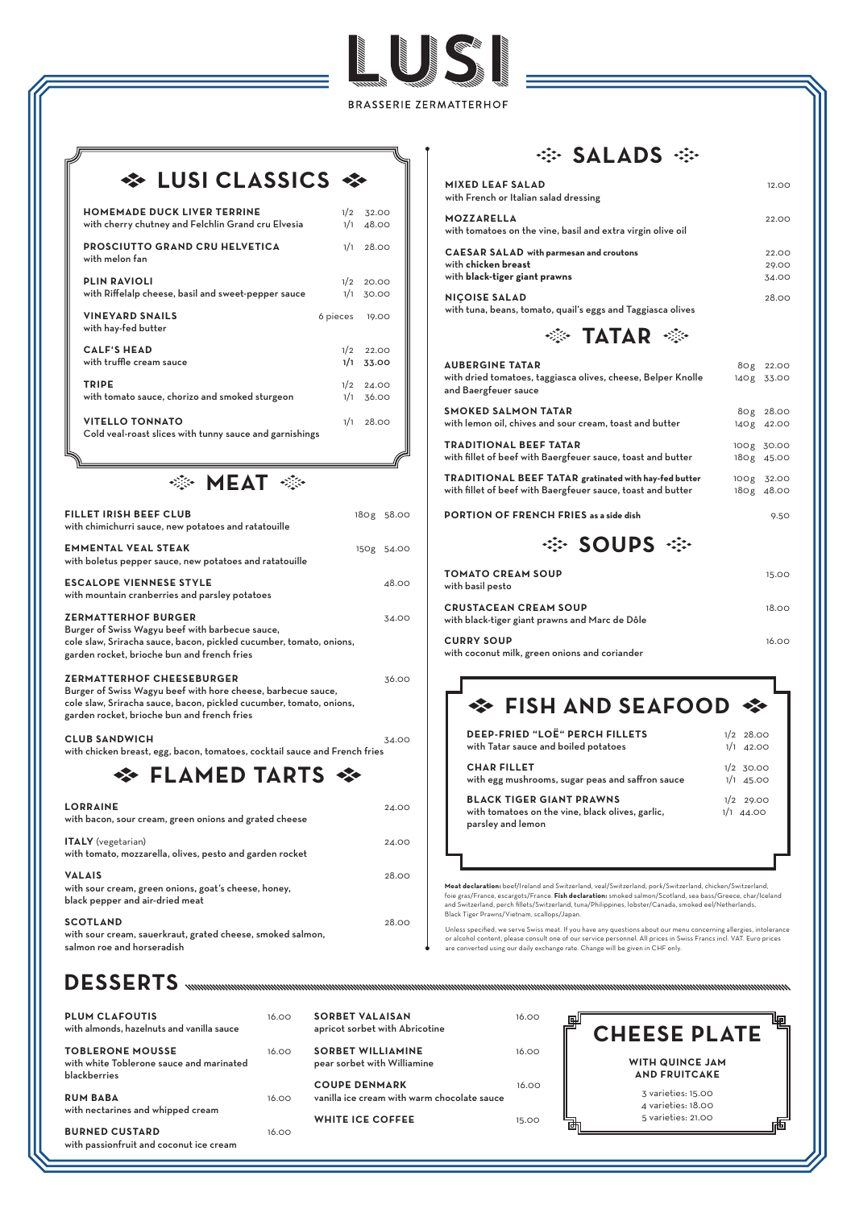# LUSI

BRASSERIE ZERMATTERHOF

## LUSI CLASSICS

| Dish | Portion | Price |
|---|---|---|
| **HOMEMADE DUCK LIVER TERRINE** with cherry chutney and Felchlin Grand cru Elvesia | 1/2<br>1/1 | 32.00<br>48.00 |
| **PROSCIUTTO GRAND CRU HELVETICA** with melon fan | 1/1 | 28.00 |
| **PLIN RAVIOLI** with Riffelalp cheese, basil and sweet-pepper sauce | 1/2<br>1/1 | 20.00<br>30.00 |
| **VINEYARD SNAILS** with hay-fed butter | 6 pieces | 19.00 |
| **CALF'S HEAD** with truffle cream sauce | 1/2<br>1/1 | 22.00<br>33.00 |
| **TRIPE** with tomato sauce, chorizo and smoked sturgeon | 1/2<br>1/1 | 24.00<br>36.00 |
| **VITELLO TONNATO** Cold veal-roast slices with tunny sauce and garnishings | 1/1 | 28.00 |

## MEAT

| Dish | Portion | Price |
|---|---|---|
| **FILLET IRISH BEEF CLUB** with chimichurri sauce, new potatoes and ratatouille | 180g | 58.00 |
| **EMMENTAL VEAL STEAK** with boletus pepper sauce, new potatoes and ratatouille | 150g | 54.00 |
| **ESCALOPE VIENNESE STYLE** with mountain cranberries and parsley potatoes | | 48.00 |
| **ZERMATTERHOF BURGER** Burger of Swiss Wagyu beef with barbecue sauce, cole slaw, Sriracha sauce, bacon, pickled cucumber, tomato, onions, garden rocket, brioche bun and french fries | | 34.00 |
| **ZERMATTERHOF CHEESEBURGER** Burger of Swiss Wagyu beef with hore cheese, barbecue sauce, cole slaw, Sriracha sauce, bacon, pickled cucumber, tomato, onions, garden rocket, brioche bun and french fries | | 36.00 |
| **CLUB SANDWICH** with chicken breast, egg, bacon, tomatoes, cocktail sauce and French fries | | 34.00 |

## FLAMED TARTS

| Dish | Price |
|---|---|
| **LORRAINE** with bacon, sour cream, green onions and grated cheese | 24.00 |
| **ITALY** (vegetarian) with tomato, mozzarella, olives, pesto and garden rocket | 24.00 |
| **VALAIS** with sour cream, green onions, goat's cheese, honey, black pepper and air-dried meat | 28.00 |
| **SCOTLAND** with sour cream, sauerkraut, grated cheese, smoked salmon, salmon roe and horseradish | 28.00 |

## SALADS

| Dish | Price |
|---|---|
| **MIXED LEAF SALAD** with French or Italian salad dressing | 12.00 |
| **MOZZARELLA** with tomatoes on the vine, basil and extra virgin olive oil | 22.00 |
| **CAESAR SALAD with parmesan and croutons**<br>with **chicken breast**<br>with **black-tiger giant prawns** | 22.00<br>29.00<br>34.00 |
| **NIÇOISE SALAD** with tuna, beans, tomato, quail's eggs and Taggiasca olives | 28.00 |

## TATAR

| Dish | Portion | Price |
|---|---|---|
| **AUBERGINE TATAR** with dried tomatoes, taggiasca olives, cheese, Belper Knolle and Baergfeuer sauce | 80g<br>140g | 22.00<br>33.00 |
| **SMOKED SALMON TATAR** with lemon oil, chives and sour cream, toast and butter | 80g<br>140g | 28.00<br>42.00 |
| **TRADITIONAL BEEF TATAR** with fillet of beef with Baergfeuer sauce, toast and butter | 100g<br>180g | 30.00<br>45.00 |
| **TRADITIONAL BEEF TATAR gratinated with hay-fed butter** with fillet of beef with Baergfeuer sauce, toast and butter | 100g<br>180g | 32.00<br>48.00 |
| **PORTION OF FRENCH FRIES as a side dish** | | 9.50 |

## SOUPS

| Dish | Price |
|---|---|
| **TOMATO CREAM SOUP** with basil pesto | 15.00 |
| **CRUSTACEAN CREAM SOUP** with black-tiger giant prawns and Marc de Dôle | 18.00 |
| **CURRY SOUP** with coconut milk, green onions and coriander | 16.00 |

## FISH AND SEAFOOD

| Dish | Portion | Price |
|---|---|---|
| **DEEP-FRIED "LOË" PERCH FILLETS** with Tatar sauce and boiled potatoes | 1/2<br>1/1 | 28.00<br>42.00 |
| **CHAR FILLET** with egg mushrooms, sugar peas and saffron sauce | 1/2<br>1/1 | 30.00<br>45.00 |
| **BLACK TIGER GIANT PRAWNS** with tomatoes on the vine, black olives, garlic, parsley and lemon | 1/2<br>1/1 | 29.00<br>44.00 |

**Meat declaration:** beef/Ireland and Switzerland, veal/Switzerland, pork/Switzerland, chicken/Switzerland, foie gras/France, escargots/France. **Fish declaration:** smoked salmon/Scotland, sea bass/Greece, char/Iceland and Switzerland, perch fillets/Switzerland, tuna/Philippines, lobster/Canada, smoked eel/Netherlands, Black Tiger Prawns/Vietnam, scallops/Japan.

Unless specified, we serve Swiss meat. If you have any questions about our menu concerning allergies, intolerance or alcohol content, please consult one of our service personnel. All prices in Swiss Francs incl. VAT. Euro prices are converted using our daily exchange rate. Change will be given in CHF only.

## DESSERTS

| Dish | Price |
|---|---|
| **PLUM CLAFOUTIS** with almonds, hazelnuts and vanilla sauce | 16.00 |
| **TOBLERONE MOUSSE** with white Toblerone sauce and marinated blackberries | 16.00 |
| **RUM BABA** with nectarines and whipped cream | 16.00 |
| **BURNED CUSTARD** with passionfruit and coconut ice cream | 16.00 |
| **SORBET VALAISAN** apricot sorbet with Abricotine | 16.00 |
| **SORBET WILLIAMINE** pear sorbet with Williamine | 16.00 |
| **COUPE DENMARK** vanilla ice cream with warm chocolate sauce | 16.00 |
| **WHITE ICE COFFEE** | 15.00 |

## CHEESE PLATE

**WITH QUINCE JAM AND FRUITCAKE**

3 varieties: 15.00
4 varieties: 18.00
5 varieties: 21.00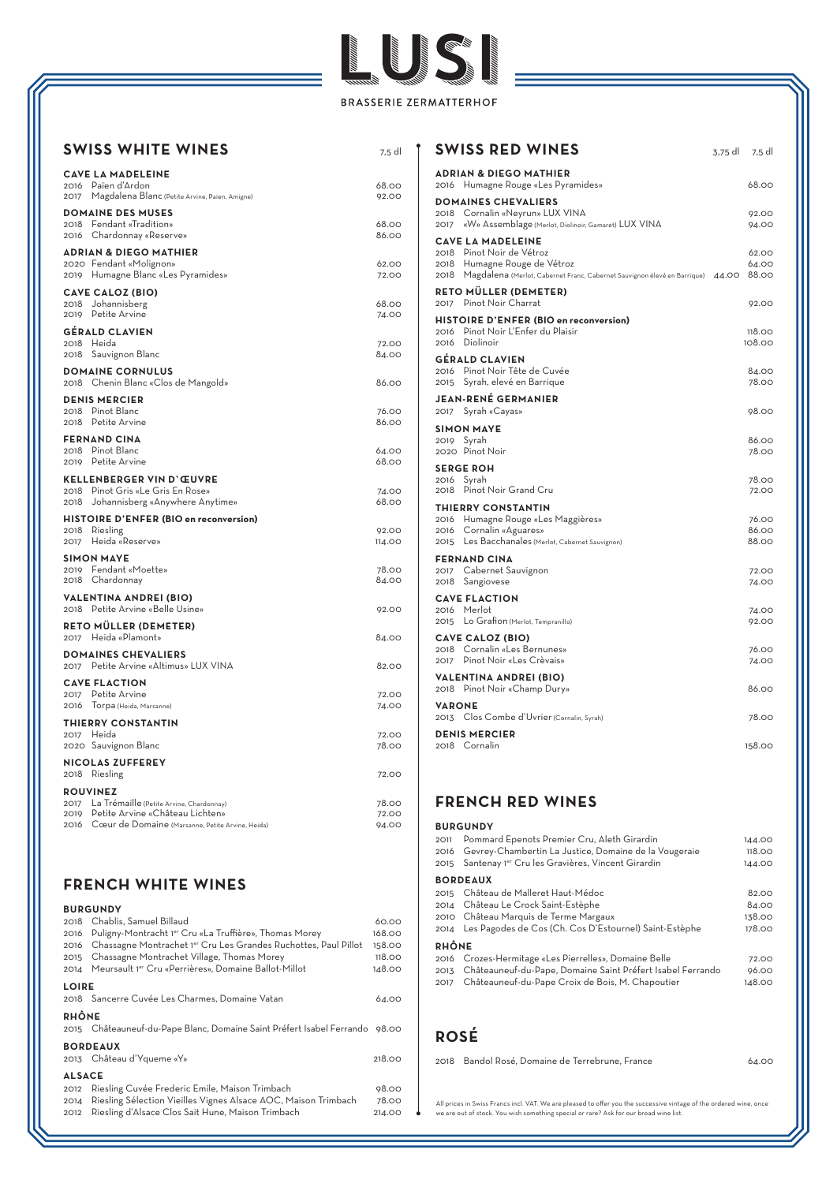# LUSI

BRASSERIE ZERMATTERHOF

## SWISS WHITE WINES

7,5 dl

**CAVE LA MADELEINE**

| | | 7,5 dl |
|---|---|---|
| 2016 | Païen d'Ardon | 68.00 |
| 2017 | Magdalena Blanc (Petite Arvine, Paien, Amigne) | 92.00 |

**DOMAINE DES MUSES**

| | | |
|---|---|---|
| 2018 | Fendant «Tradition» | 68.00 |
| 2016 | Chardonnay «Reserve» | 86.00 |

**ADRIAN & DIEGO MATHIER**

| | | |
|---|---|---|
| 2020 | Fendant «Molignon» | 62.00 |
| 2019 | Humagne Blanc «Les Pyramides» | 72.00 |

**CAVE CALOZ (BIO)**

| | | |
|---|---|---|
| 2018 | Johannisberg | 68.00 |
| 2019 | Petite Arvine | 74.00 |

**GÉRALD CLAVIEN**

| | | |
|---|---|---|
| 2018 | Heida | 72.00 |
| 2018 | Sauvignon Blanc | 84.00 |

**DOMAINE CORNULUS**

| | | |
|---|---|---|
| 2018 | Chenin Blanc «Clos de Mangold» | 86.00 |

**DENIS MERCIER**

| | | |
|---|---|---|
| 2018 | Pinot Blanc | 76.00 |
| 2018 | Petite Arvine | 86.00 |

**FERNAND CINA**

| | | |
|---|---|---|
| 2018 | Pinot Blanc | 64.00 |
| 2019 | Petite Arvine | 68.00 |

**KELLENBERGER VIN D'ŒUVRE**

| | | |
|---|---|---|
| 2018 | Pinot Gris «Le Gris En Rose» | 74.00 |
| 2018 | Johannisberg «Anywhere Anytime» | 68.00 |

**HISTOIRE D'ENFER (BIO en reconversion)**

| | | |
|---|---|---|
| 2018 | Riesling | 92.00 |
| 2017 | Heida «Reserve» | 114.00 |

**SIMON MAYE**

| | | |
|---|---|---|
| 2019 | Fendant «Moette» | 78.00 |
| 2018 | Chardonnay | 84.00 |

**VALENTINA ANDREI (BIO)**

| | | |
|---|---|---|
| 2018 | Petite Arvine «Belle Usine» | 92.00 |

**RETO MÜLLER (DEMETER)**

| | | |
|---|---|---|
| 2017 | Heida «Plamont» | 84.00 |

**DOMAINES CHEVALIERS**

| | | |
|---|---|---|
| 2017 | Petite Arvine «Altimus» LUX VINA | 82.00 |

**CAVE FLACTION**

| | | |
|---|---|---|
| 2017 | Petite Arvine | 72.00 |
| 2016 | Torpa (Heida, Marsanne) | 74.00 |

**THIERRY CONSTANTIN**

| | | |
|---|---|---|
| 2017 | Heida | 72.00 |
| 2020 | Sauvignon Blanc | 78.00 |

**NICOLAS ZUFFEREY**

| | | |
|---|---|---|
| 2018 | Riesling | 72.00 |

**ROUVINEZ**

| | | |
|---|---|---|
| 2017 | La Trémaille (Petite Arvine, Chardonnay) | 78.00 |
| 2019 | Petite Arvine «Château Lichten» | 72.00 |
| 2016 | Cœur de Domaine (Marsanne, Petite Arvine, Heida) | 94.00 |

## FRENCH WHITE WINES

**BURGUNDY**

| | | |
|---|---|---|
| 2018 | Chablis, Samuel Billaud | 60.00 |
| 2016 | Puligny-Montracht 1er Cru «La Truffière», Thomas Morey | 168.00 |
| 2016 | Chassagne Montrachet 1er Cru Les Grandes Ruchottes, Paul Pillot | 158.00 |
| 2015 | Chassagne Montrachet Village, Thomas Morey | 118.00 |
| 2014 | Meursault 1er Cru «Perrières», Domaine Ballot-Millot | 148.00 |

**LOIRE**

| | | |
|---|---|---|
| 2018 | Sancerre Cuvée Les Charmes, Domaine Vatan | 64.00 |

**RHÔNE**

| | | |
|---|---|---|
| 2015 | Châteauneuf-du-Pape Blanc, Domaine Saint Préfert Isabel Ferrando | 98.00 |

**BORDEAUX**

| | | |
|---|---|---|
| 2013 | Château d'Yqueme «Y» | 218.00 |

**ALSACE**

| | | |
|---|---|---|
| 2012 | Riesling Cuvée Frederic Emile, Maison Trimbach | 98.00 |
| 2014 | Riesling Sélection Vieilles Vignes Alsace AOC, Maison Trimbach | 78.00 |
| 2012 | Riesling d'Alsace Clos Sait Hune, Maison Trimbach | 214.00 |

## SWISS RED WINES

**ADRIAN & DIEGO MATHIER**

| | | 3,75 dl | 7,5 dl |
|---|---|---|---|
| 2016 | Humagne Rouge «Les Pyramides» | | 68.00 |

**DOMAINES CHEVALIERS**

| | | | |
|---|---|---|---|
| 2018 | Cornalin «Neyrun» LUX VINA | | 92.00 |
| 2017 | «W» Assemblage (Merlot, Diolinoir, Gamaret) LUX VINA | | 94.00 |

**CAVE LA MADELEINE**

| | | | |
|---|---|---|---|
| 2018 | Pinot Noir de Vétroz | | 62.00 |
| 2018 | Humagne Rouge de Vétroz | | 64.00 |
| 2018 | Magdalena (Merlot, Cabernet Franc, Cabernet Sauvignon élevé en Barrique) | 44.00 | 88.00 |

**RETO MÜLLER (DEMETER)**

| | | | |
|---|---|---|---|
| 2017 | Pinot Noir Charrat | | 92.00 |

**HISTOIRE D'ENFER (BIO en reconversion)**

| | | | |
|---|---|---|---|
| 2016 | Pinot Noir L'Enfer du Plaisir | | 118.00 |
| 2016 | Diolinoir | | 108.00 |

**GÉRALD CLAVIEN**

| | | | |
|---|---|---|---|
| 2016 | Pinot Noir Tête de Cuvée | | 84.00 |
| 2015 | Syrah, elevé en Barrique | | 78.00 |

**JEAN-RENÉ GERMANIER**

| | | | |
|---|---|---|---|
| 2017 | Syrah «Cayas» | | 98.00 |

**SIMON MAYE**

| | | | |
|---|---|---|---|
| 2019 | Syrah | | 86.00 |
| 2020 | Pinot Noir | | 78.00 |

**SERGE ROH**

| | | | |
|---|---|---|---|
| 2016 | Syrah | | 78.00 |
| 2018 | Pinot Noir Grand Cru | | 72.00 |

**THIERRY CONSTANTIN**

| | | | |
|---|---|---|---|
| 2016 | Humagne Rouge «Les Maggières» | | 76.00 |
| 2016 | Cornalin «Aguares» | | 86.00 |
| 2015 | Les Bacchanales (Merlot, Cabernet Sauvignon) | | 88.00 |

**FERNAND CINA**

| | | | |
|---|---|---|---|
| 2017 | Cabernet Sauvignon | | 72.00 |
| 2018 | Sangiovese | | 74.00 |

**CAVE FLACTION**

| | | | |
|---|---|---|---|
| 2016 | Merlot | | 74.00 |
| 2015 | Lo Grafion (Merlot, Tempranillo) | | 92.00 |

**CAVE CALOZ (BIO)**

| | | | |
|---|---|---|---|
| 2018 | Cornalin «Les Bernunes» | | 76.00 |
| 2017 | Pinot Noir «Les Crèvais» | | 74.00 |

**VALENTINA ANDREI (BIO)**

| | | | |
|---|---|---|---|
| 2018 | Pinot Noir «Champ Dury» | | 86.00 |

**VARONE**

| | | | |
|---|---|---|---|
| 2013 | Clos Combe d'Uvrier (Cornalin, Syrah) | | 78.00 |

**DENIS MERCIER**

| | | | |
|---|---|---|---|
| 2018 | Cornalin | | 158.00 |

## FRENCH RED WINES

**BURGUNDY**

| | | |
|---|---|---|
| 2011 | Pommard Epenots Premier Cru, Aleth Girardin | 144.00 |
| 2016 | Gevrey-Chambertin La Justice, Domaine de la Vougeraie | 118.00 |
| 2015 | Santenay 1er Cru les Gravières, Vincent Girardin | 144.00 |

**BORDEAUX**

| | | |
|---|---|---|
| 2015 | Château de Malleret Haut-Médoc | 82.00 |
| 2014 | Château Le Crock Saint-Estèphe | 84.00 |
| 2010 | Château Marquis de Terme Margaux | 138.00 |
| 2014 | Les Pagodes de Cos (Ch. Cos D'Estournel) Saint-Estèphe | 178.00 |

**RHÔNE**

| | | |
|---|---|---|
| 2016 | Crozes-Hermitage «Les Pierrelles», Domaine Belle | 72.00 |
| 2013 | Châteauneuf-du-Pape, Domaine Saint Préfert Isabel Ferrando | 96.00 |
| 2017 | Châteauneuf-du-Pape Croix de Bois, M. Chapoutier | 148.00 |

## ROSÉ

| | | |
|---|---|---|
| 2018 | Bandol Rosé, Domaine de Terrebrune, France | 64.00 |

All prices in Swiss Francs incl. VAT. We are pleased to offer you the successive vintage of the ordered wine, once we are out of stock. You wish something special or rare? Ask for our broad wine list.